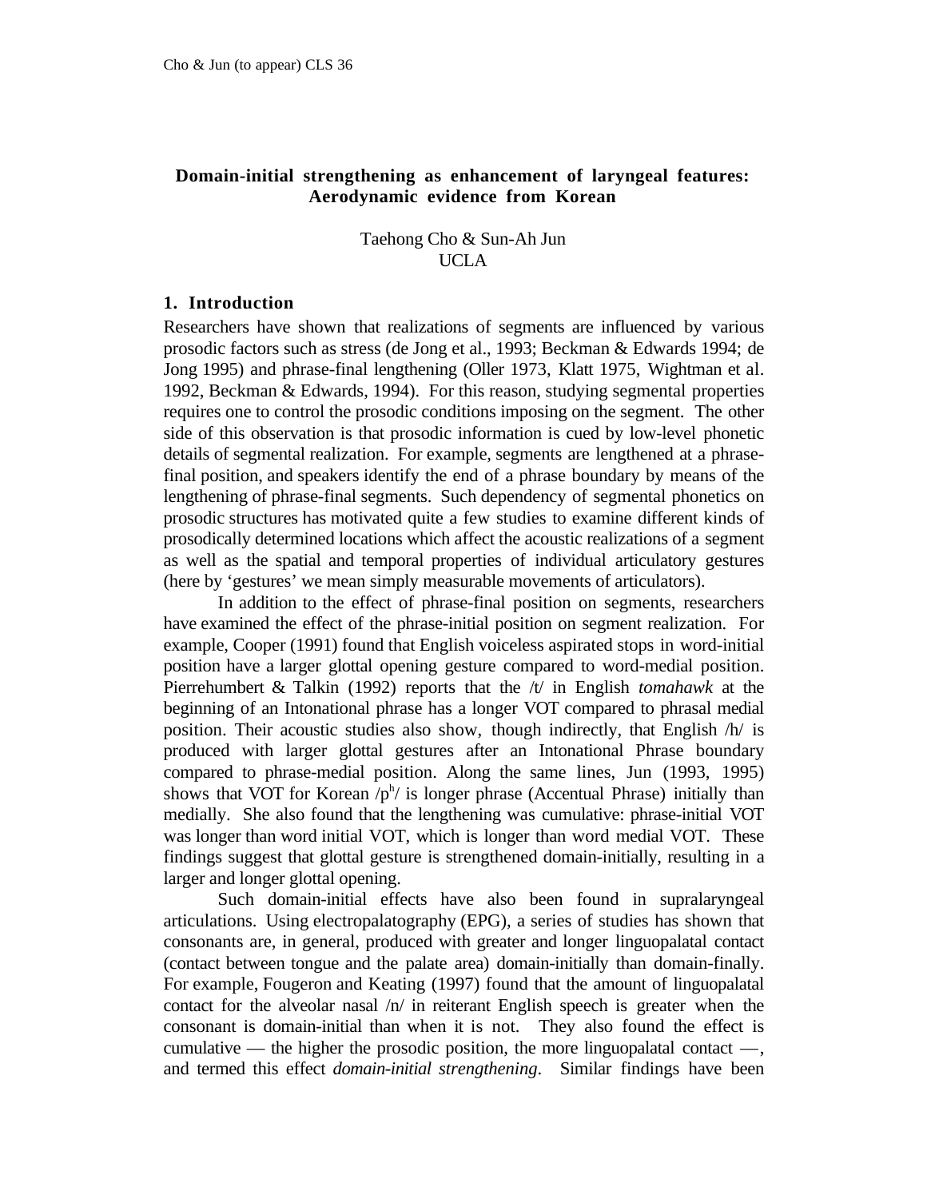# Domain-initial strengthening as enhancement of laryngeal features: Aerodynamic evidence from Korean

Taehong Cho & Sun-Ah Jun
UCLA

## 1. Introduction

Researchers have shown that realizations of segments are influenced by various prosodic factors such as stress (de Jong et al., 1993; Beckman & Edwards 1994; de Jong 1995) and phrase-final lengthening (Oller 1973, Klatt 1975, Wightman et al. 1992, Beckman & Edwards, 1994). For this reason, studying segmental properties requires one to control the prosodic conditions imposing on the segment. The other side of this observation is that prosodic information is cued by low-level phonetic details of segmental realization. For example, segments are lengthened at a phrase-final position, and speakers identify the end of a phrase boundary by means of the lengthening of phrase-final segments. Such dependency of segmental phonetics on prosodic structures has motivated quite a few studies to examine different kinds of prosodically determined locations which affect the acoustic realizations of a segment as well as the spatial and temporal properties of individual articulatory gestures (here by 'gestures' we mean simply measurable movements of articulators).

In addition to the effect of phrase-final position on segments, researchers have examined the effect of the phrase-initial position on segment realization. For example, Cooper (1991) found that English voiceless aspirated stops in word-initial position have a larger glottal opening gesture compared to word-medial position. Pierrehumbert & Talkin (1992) reports that the /t/ in English *tomahawk* at the beginning of an Intonational phrase has a longer VOT compared to phrasal medial position. Their acoustic studies also show, though indirectly, that English /h/ is produced with larger glottal gestures after an Intonational Phrase boundary compared to phrase-medial position. Along the same lines, Jun (1993, 1995) shows that VOT for Korean /$p^h$/ is longer phrase (Accentual Phrase) initially than medially. She also found that the lengthening was cumulative: phrase-initial VOT was longer than word initial VOT, which is longer than word medial VOT. These findings suggest that glottal gesture is strengthened domain-initially, resulting in a larger and longer glottal opening.

Such domain-initial effects have also been found in supralaryngeal articulations. Using electropalatography (EPG), a series of studies has shown that consonants are, in general, produced with greater and longer linguopalatal contact (contact between tongue and the palate area) domain-initially than domain-finally. For example, Fougeron and Keating (1997) found that the amount of linguopalatal contact for the alveolar nasal /n/ in reiterant English speech is greater when the consonant is domain-initial than when it is not. They also found the effect is cumulative — the higher the prosodic position, the more linguopalatal contact —, and termed this effect *domain-initial strengthening*. Similar findings have been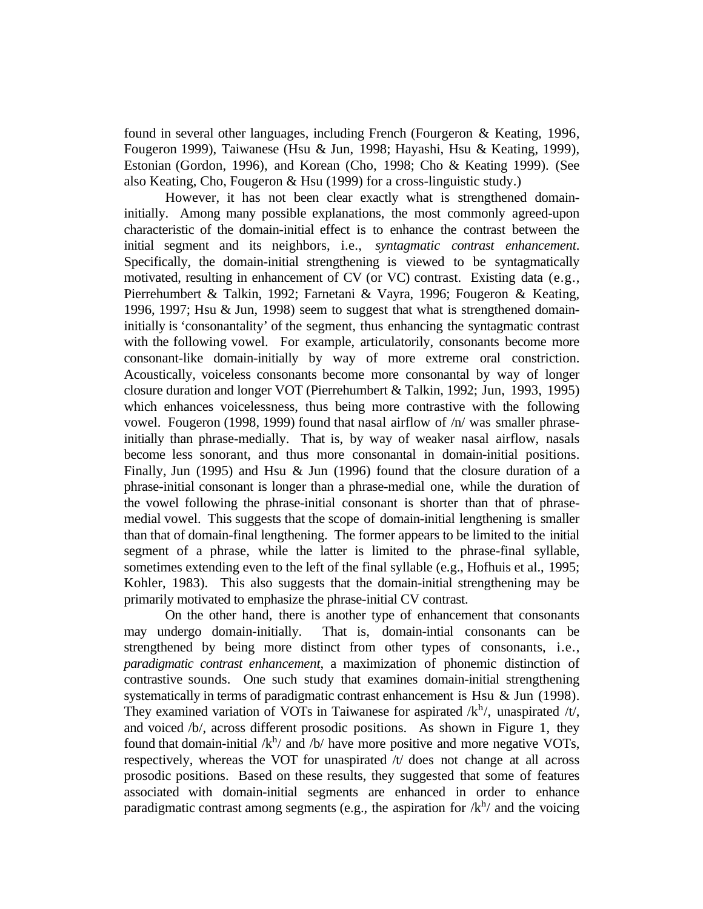found in several other languages, including French (Fourgeron & Keating, 1996, Fougeron 1999), Taiwanese (Hsu & Jun, 1998; Hayashi, Hsu & Keating, 1999), Estonian (Gordon, 1996), and Korean (Cho, 1998; Cho & Keating 1999). (See also Keating, Cho, Fougeron & Hsu (1999) for a cross-linguistic study.)

However, it has not been clear exactly what is strengthened domain-initially. Among many possible explanations, the most commonly agreed-upon characteristic of the domain-initial effect is to enhance the contrast between the initial segment and its neighbors, i.e., *syntagmatic contrast enhancement*. Specifically, the domain-initial strengthening is viewed to be syntagmatically motivated, resulting in enhancement of CV (or VC) contrast. Existing data (e.g., Pierrehumbert & Talkin, 1992; Farnetani & Vayra, 1996; Fougeron & Keating, 1996, 1997; Hsu & Jun, 1998) seem to suggest that what is strengthened domain-initially is 'consonantality' of the segment, thus enhancing the syntagmatic contrast with the following vowel. For example, articulatorily, consonants become more consonant-like domain-initially by way of more extreme oral constriction. Acoustically, voiceless consonants become more consonantal by way of longer closure duration and longer VOT (Pierrehumbert & Talkin, 1992; Jun, 1993, 1995) which enhances voicelessness, thus being more contrastive with the following vowel. Fougeron (1998, 1999) found that nasal airflow of /n/ was smaller phrase-initially than phrase-medially. That is, by way of weaker nasal airflow, nasals become less sonorant, and thus more consonantal in domain-initial positions. Finally, Jun (1995) and Hsu & Jun (1996) found that the closure duration of a phrase-initial consonant is longer than a phrase-medial one, while the duration of the vowel following the phrase-initial consonant is shorter than that of phrase-medial vowel. This suggests that the scope of domain-initial lengthening is smaller than that of domain-final lengthening. The former appears to be limited to the initial segment of a phrase, while the latter is limited to the phrase-final syllable, sometimes extending even to the left of the final syllable (e.g., Hofhuis et al., 1995; Kohler, 1983). This also suggests that the domain-initial strengthening may be primarily motivated to emphasize the phrase-initial CV contrast.

On the other hand, there is another type of enhancement that consonants may undergo domain-initially. That is, domain-intial consonants can be strengthened by being more distinct from other types of consonants, i.e., *paradigmatic contrast enhancement*, a maximization of phonemic distinction of contrastive sounds. One such study that examines domain-initial strengthening systematically in terms of paradigmatic contrast enhancement is Hsu & Jun (1998). They examined variation of VOTs in Taiwanese for aspirated /$k^h$/, unaspirated /t/, and voiced /b/, across different prosodic positions. As shown in Figure 1, they found that domain-initial /$k^h$/ and /b/ have more positive and more negative VOTs, respectively, whereas the VOT for unaspirated /t/ does not change at all across prosodic positions. Based on these results, they suggested that some of features associated with domain-initial segments are enhanced in order to enhance paradigmatic contrast among segments (e.g., the aspiration for /$k^h$/ and the voicing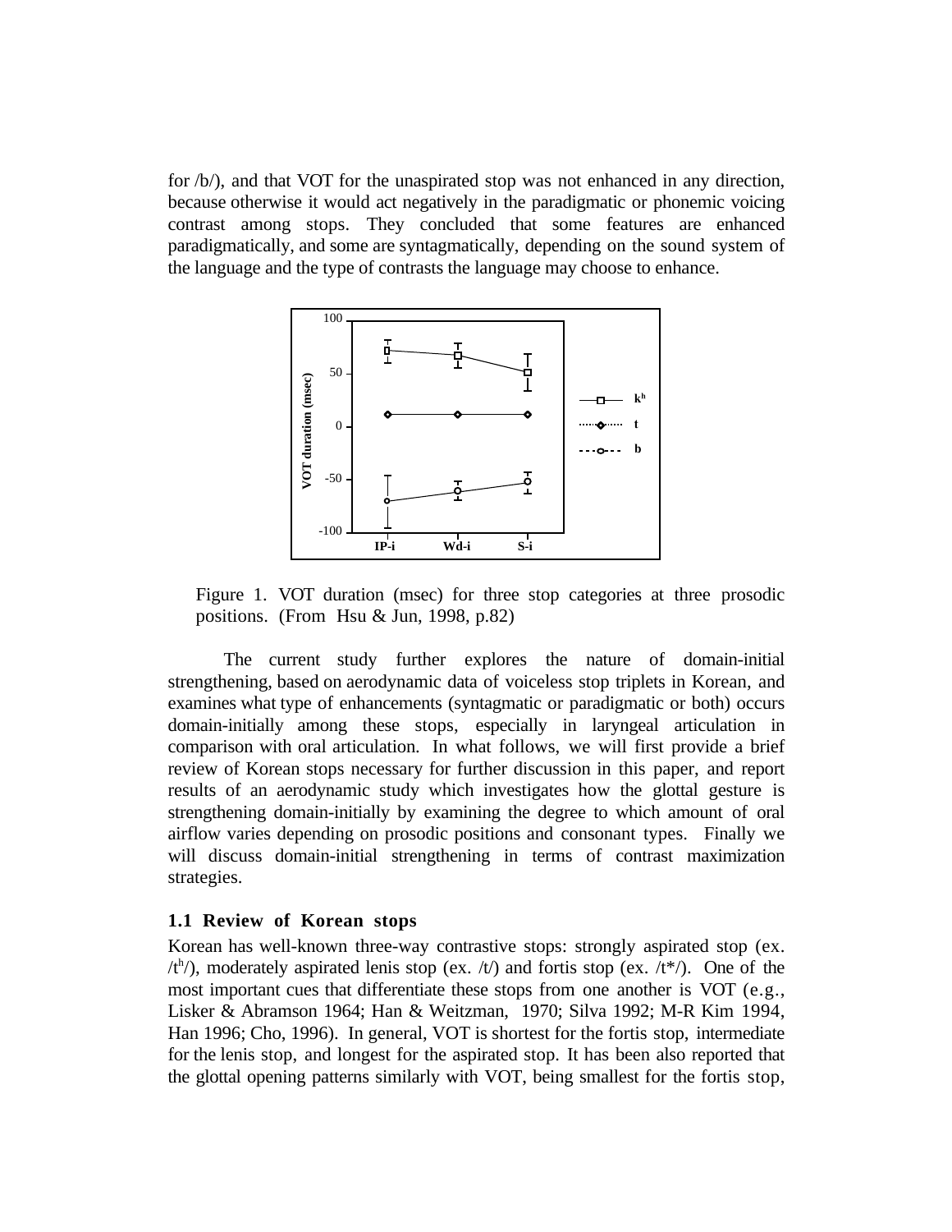for /b/), and that VOT for the unaspirated stop was not enhanced in any direction, because otherwise it would act negatively in the paradigmatic or phonemic voicing contrast among stops. They concluded that some features are enhanced paradigmatically, and some are syntagmatically, depending on the sound system of the language and the type of contrasts the language may choose to enhance.

100
50
0
-50
-100
VOT duration (msec)
IP-i
Wd-i
S-i
$k^h$
t
b

Figure 1. VOT duration (msec) for three stop categories at three prosodic positions. (From Hsu & Jun, 1998, p.82)

The current study further explores the nature of domain-initial strengthening, based on aerodynamic data of voiceless stop triplets in Korean, and examines what type of enhancements (syntagmatic or paradigmatic or both) occurs domain-initially among these stops, especially in laryngeal articulation in comparison with oral articulation. In what follows, we will first provide a brief review of Korean stops necessary for further discussion in this paper, and report results of an aerodynamic study which investigates how the glottal gesture is strengthening domain-initially by examining the degree to which amount of oral airflow varies depending on prosodic positions and consonant types. Finally we will discuss domain-initial strengthening in terms of contrast maximization strategies.

### 1.1 Review of Korean stops

Korean has well-known three-way contrastive stops: strongly aspirated stop (ex. /$t^h$/), moderately aspirated lenis stop (ex. /t/) and fortis stop (ex. /t*/). One of the most important cues that differentiate these stops from one another is VOT (e.g., Lisker & Abramson 1964; Han & Weitzman, 1970; Silva 1992; M-R Kim 1994, Han 1996; Cho, 1996). In general, VOT is shortest for the fortis stop, intermediate for the lenis stop, and longest for the aspirated stop. It has been also reported that the glottal opening patterns similarly with VOT, being smallest for the fortis stop,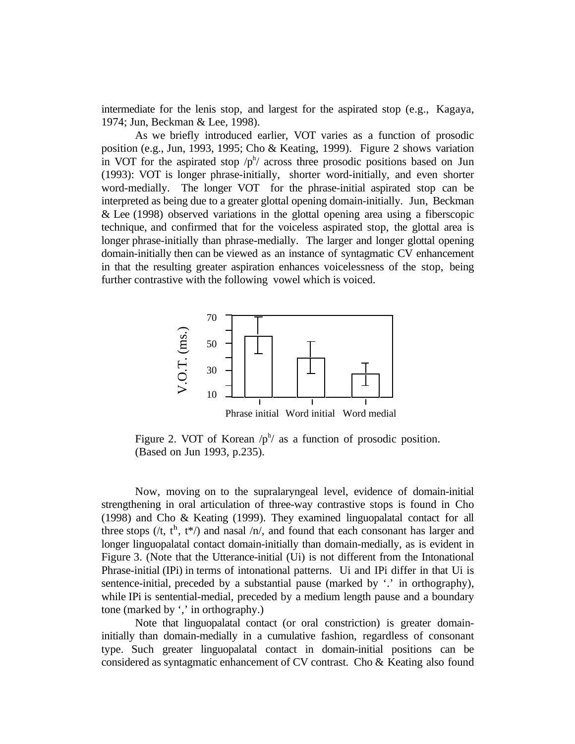intermediate for the lenis stop, and largest for the aspirated stop (e.g., Kagaya, 1974; Jun, Beckman & Lee, 1998).

As we briefly introduced earlier, VOT varies as a function of prosodic position (e.g., Jun, 1993, 1995; Cho & Keating, 1999). Figure 2 shows variation in VOT for the aspirated stop /p$^h$/ across three prosodic positions based on Jun (1993): VOT is longer phrase-initially, shorter word-initially, and even shorter word-medially. The longer VOT for the phrase-initial aspirated stop can be interpreted as being due to a greater glottal opening domain-initially. Jun, Beckman & Lee (1998) observed variations in the glottal opening area using a fiberscopic technique, and confirmed that for the voiceless aspirated stop, the glottal area is longer phrase-initially than phrase-medially. The larger and longer glottal opening domain-initially then can be viewed as an instance of syntagmatic CV enhancement in that the resulting greater aspiration enhances voicelessness of the stop, being further contrastive with the following vowel which is voiced.

V.O.T. (ms.)
70
50
30
10
Phrase initial
Word initial
Word medial

Figure 2. VOT of Korean /p$^h$/ as a function of prosodic position. (Based on Jun 1993, p.235).

Now, moving on to the supralaryngeal level, evidence of domain-initial strengthening in oral articulation of three-way contrastive stops is found in Cho (1998) and Cho & Keating (1999). They examined linguopalatal contact for all three stops (/t, t$^h$, t*/) and nasal /n/, and found that each consonant has larger and longer linguopalatal contact domain-initially than domain-medially, as is evident in Figure 3. (Note that the Utterance-initial (Ui) is not different from the Intonational Phrase-initial (IPi) in terms of intonational patterns. Ui and IPi differ in that Ui is sentence-initial, preceded by a substantial pause (marked by '.' in orthography), while IPi is sentential-medial, preceded by a medium length pause and a boundary tone (marked by ',' in orthography.)

Note that linguopalatal contact (or oral constriction) is greater domain-initially than domain-medially in a cumulative fashion, regardless of consonant type. Such greater linguopalatal contact in domain-initial positions can be considered as syntagmatic enhancement of CV contrast. Cho & Keating also found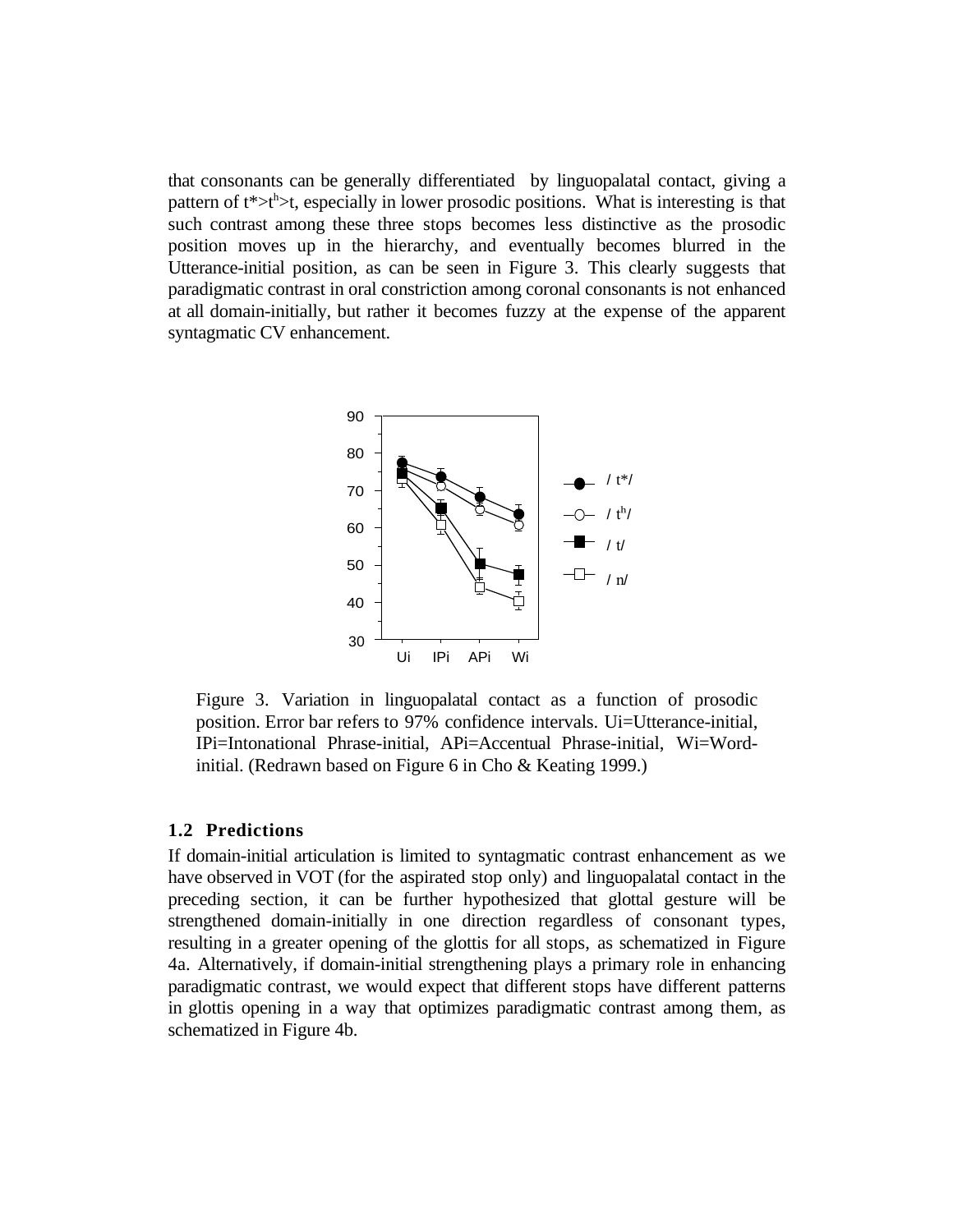that consonants can be generally differentiated by linguopalatal contact, giving a pattern of t*>tʰ>t, especially in lower prosodic positions. What is interesting is that such contrast among these three stops becomes less distinctive as the prosodic position moves up in the hierarchy, and eventually becomes blurred in the Utterance-initial position, as can be seen in Figure 3. This clearly suggests that paradigmatic contrast in oral constriction among coronal consonants is not enhanced at all domain-initially, but rather it becomes fuzzy at the expense of the apparent syntagmatic CV enhancement.

90
80
70
60
50
40
30

Ui IPi APi Wi

/ t*/
/ tʰ/
/ t/
/ n/

Figure 3. Variation in linguopalatal contact as a function of prosodic position. Error bar refers to 97% confidence intervals. Ui=Utterance-initial, IPi=Intonational Phrase-initial, APi=Accentual Phrase-initial, Wi=Word-initial. (Redrawn based on Figure 6 in Cho & Keating 1999.)

### 1.2 Predictions

If domain-initial articulation is limited to syntagmatic contrast enhancement as we have observed in VOT (for the aspirated stop only) and linguopalatal contact in the preceding section, it can be further hypothesized that glottal gesture will be strengthened domain-initially in one direction regardless of consonant types, resulting in a greater opening of the glottis for all stops, as schematized in Figure 4a. Alternatively, if domain-initial strengthening plays a primary role in enhancing paradigmatic contrast, we would expect that different stops have different patterns in glottis opening in a way that optimizes paradigmatic contrast among them, as schematized in Figure 4b.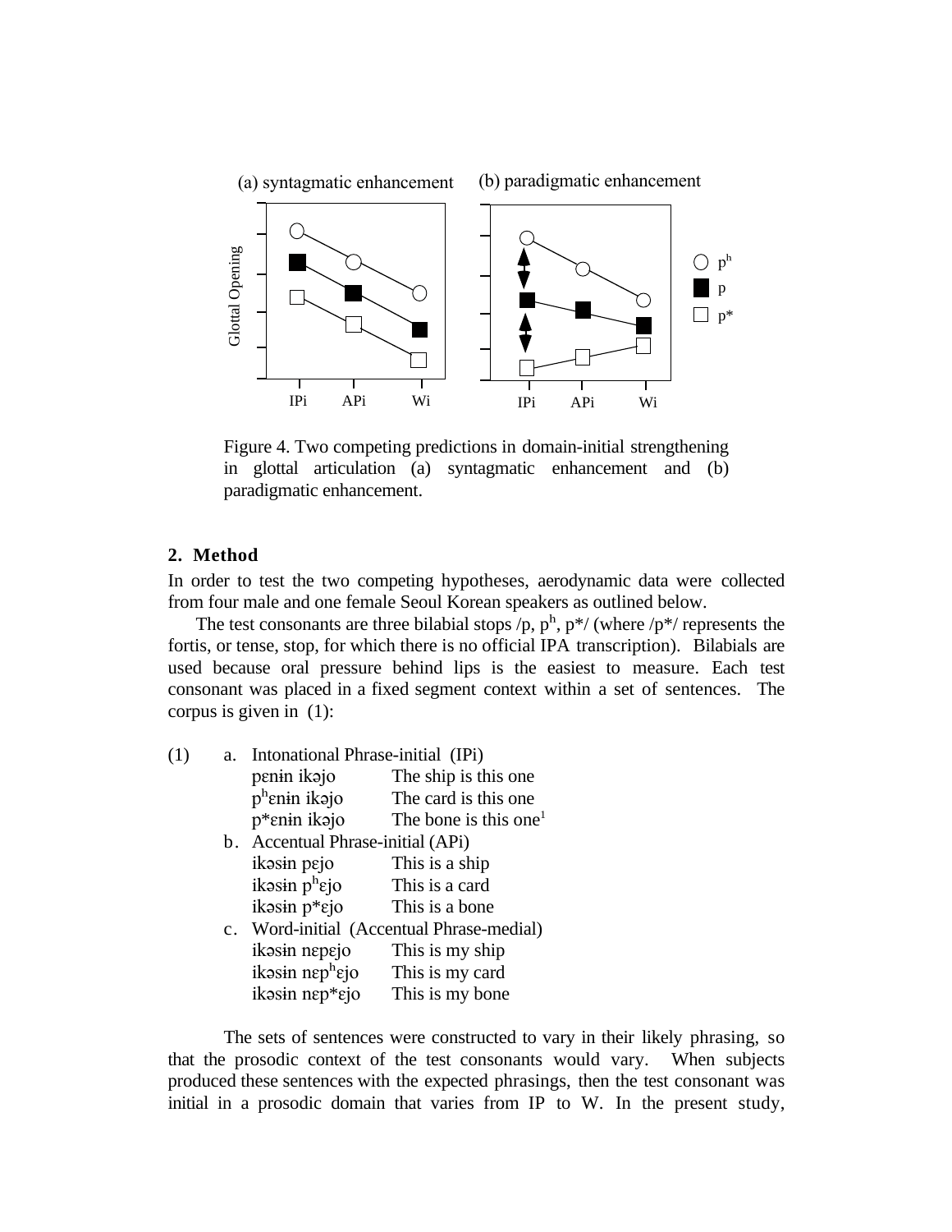(a) syntagmatic enhancement

(b) paradigmatic enhancement

Glottal Opening

IPi APi Wi

IPi APi Wi

pʰ

p

p*

Figure 4. Two competing predictions in domain-initial strengthening in glottal articulation (a) syntagmatic enhancement and (b) paradigmatic enhancement.

## 2. Method

In order to test the two competing hypotheses, aerodynamic data were collected from four male and one female Seoul Korean speakers as outlined below.

The test consonants are three bilabial stops /p, pʰ, p*/ (where /p*/ represents the fortis, or tense, stop, for which there is no official IPA transcription). Bilabials are used because oral pressure behind lips is the easiest to measure. Each test consonant was placed in a fixed segment context within a set of sentences. The corpus is given in (1):

(1)

a. Intonational Phrase-initial (IPi)

| | |
|---|---|
| pɛnɨn ikəjo | The ship is this one |
| pʰɛnɨn ikəjo | The card is this one |
| p*ɛnɨn ikəjo | The bone is this one[1] |

b. Accentual Phrase-initial (APi)

| | |
|---|---|
| ikəsɨn pɛjo | This is a ship |
| ikəsɨn pʰɛjo | This is a card |
| ikəsɨn p*ɛjo | This is a bone |

c. Word-initial (Accentual Phrase-medial)

| | |
|---|---|
| ikəsɨn nɛpɛjo | This is my ship |
| ikəsɨn nɛpʰɛjo | This is my card |
| ikəsɨn nɛp*ɛjo | This is my bone |

The sets of sentences were constructed to vary in their likely phrasing, so that the prosodic context of the test consonants would vary. When subjects produced these sentences with the expected phrasings, then the test consonant was initial in a prosodic domain that varies from IP to W. In the present study,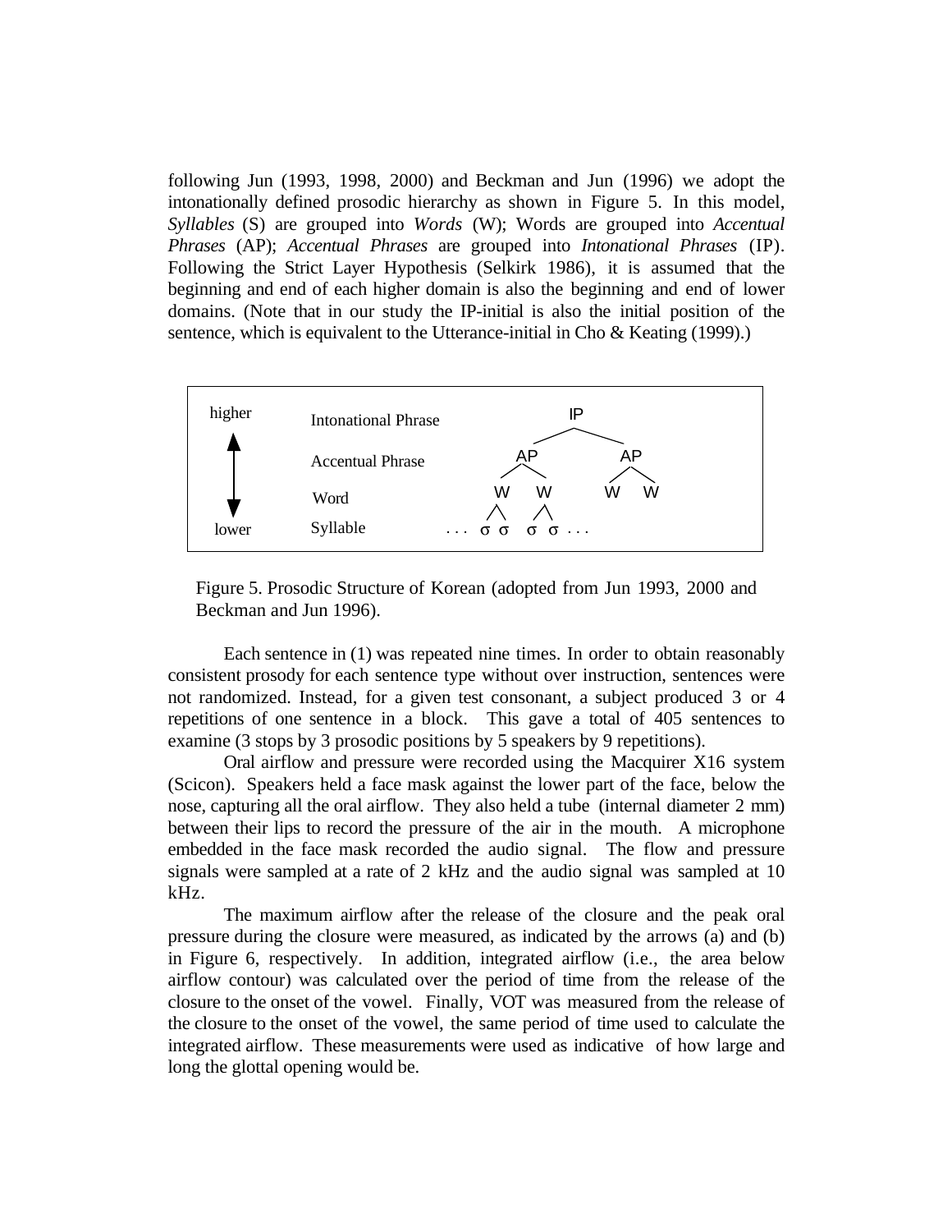following Jun (1993, 1998, 2000) and Beckman and Jun (1996) we adopt the intonationally defined prosodic hierarchy as shown in Figure 5. In this model, *Syllables* (S) are grouped into *Words* (W); Words are grouped into *Accentual Phrases* (AP); *Accentual Phrases* are grouped into *Intonational Phrases* (IP). Following the Strict Layer Hypothesis (Selkirk 1986), it is assumed that the beginning and end of each higher domain is also the beginning and end of lower domains. (Note that in our study the IP-initial is also the initial position of the sentence, which is equivalent to the Utterance-initial in Cho & Keating (1999).)

higher

lower

Intonational Phrase

Accentual Phrase

Word

Syllable

IP

AP AP

W W W W

. . . σ σ σ σ . . .

Figure 5. Prosodic Structure of Korean (adopted from Jun 1993, 2000 and Beckman and Jun 1996).

Each sentence in (1) was repeated nine times. In order to obtain reasonably consistent prosody for each sentence type without over instruction, sentences were not randomized. Instead, for a given test consonant, a subject produced 3 or 4 repetitions of one sentence in a block. This gave a total of 405 sentences to examine (3 stops by 3 prosodic positions by 5 speakers by 9 repetitions).

Oral airflow and pressure were recorded using the Macquirer X16 system (Scicon). Speakers held a face mask against the lower part of the face, below the nose, capturing all the oral airflow. They also held a tube (internal diameter 2 mm) between their lips to record the pressure of the air in the mouth. A microphone embedded in the face mask recorded the audio signal. The flow and pressure signals were sampled at a rate of 2 kHz and the audio signal was sampled at 10 kHz.

The maximum airflow after the release of the closure and the peak oral pressure during the closure were measured, as indicated by the arrows (a) and (b) in Figure 6, respectively. In addition, integrated airflow (i.e., the area below airflow contour) was calculated over the period of time from the release of the closure to the onset of the vowel. Finally, VOT was measured from the release of the closure to the onset of the vowel, the same period of time used to calculate the integrated airflow. These measurements were used as indicative of how large and long the glottal opening would be.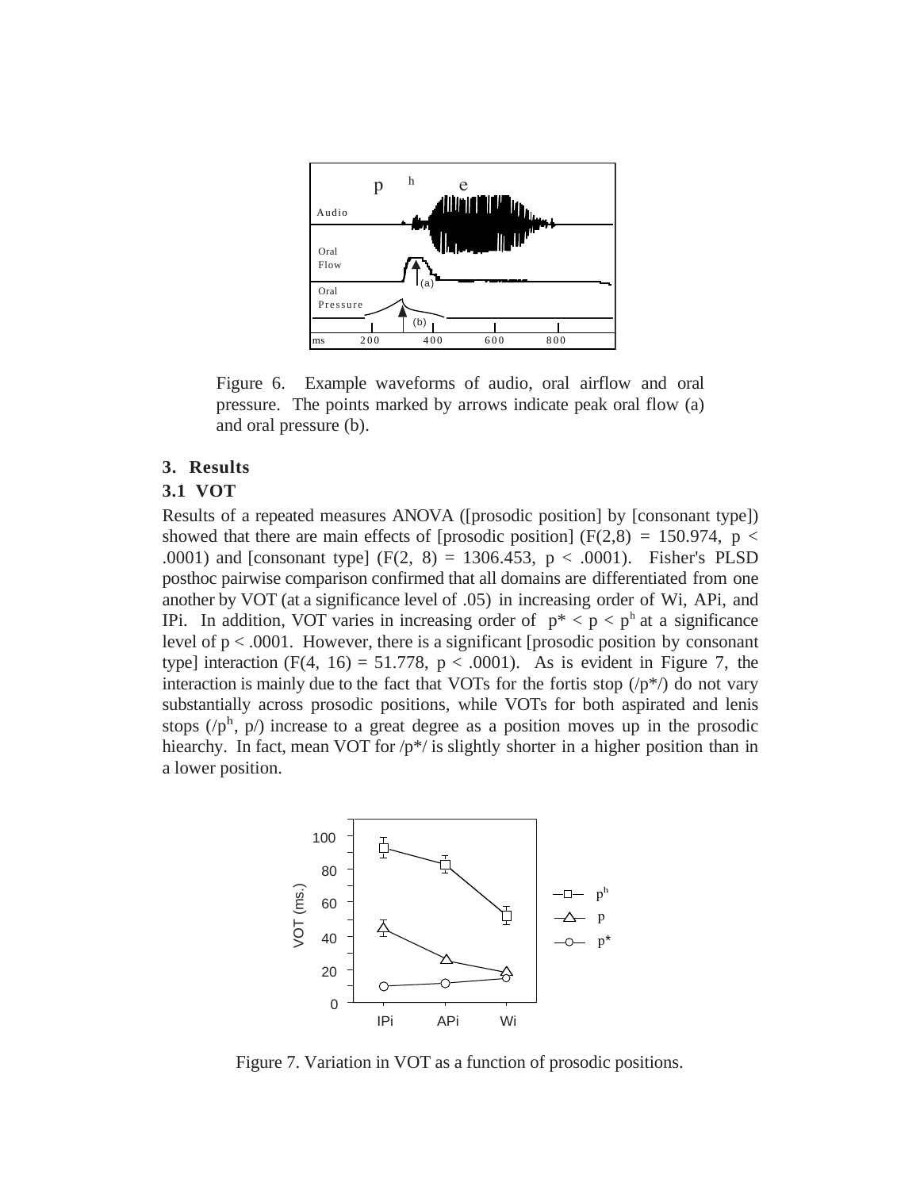p h e

Audio

Oral Flow

(a)

Oral Pressure

(b)

ms 200 400 600 800

Figure 6. Example waveforms of audio, oral airflow and oral pressure. The points marked by arrows indicate peak oral flow (a) and oral pressure (b).

## 3. Results

### 3.1 VOT

Results of a repeated measures ANOVA ([prosodic position] by [consonant type]) showed that there are main effects of [prosodic position] ($F(2,8) = 150.974$, $p < .0001$) and [consonant type] ($F(2, 8) = 1306.453$, $p < .0001$). Fisher's PLSD posthoc pairwise comparison confirmed that all domains are differentiated from one another by VOT (at a significance level of .05) in increasing order of Wi, APi, and IPi. In addition, VOT varies in increasing order of $p^* < p < p^h$ at a significance level of $p < .0001$. However, there is a significant [prosodic position by consonant type] interaction ($F(4, 16) = 51.778$, $p < .0001$). As is evident in Figure 7, the interaction is mainly due to the fact that VOTs for the fortis stop (/p*/) do not vary substantially across prosodic positions, while VOTs for both aspirated and lenis stops (/$p^h$, p/) increase to a great degree as a position moves up in the prosodic hiearchy. In fact, mean VOT for /p*/ is slightly shorter in a higher position than in a lower position.

VOT (ms.)

100
80
60
40
20
0

IPi APi Wi

$p^h$
p
p*

Figure 7. Variation in VOT as a function of prosodic positions.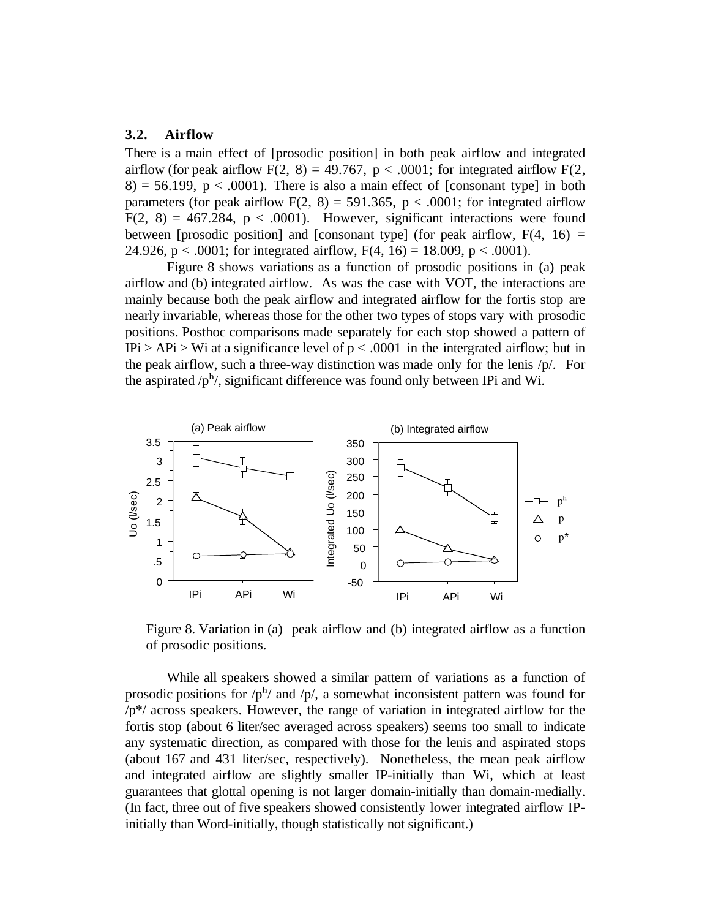### 3.2. Airflow

There is a main effect of [prosodic position] in both peak airflow and integrated airflow (for peak airflow $F(2, 8) = 49.767$, $p < .0001$; for integrated airflow $F(2, 8) = 56.199$, $p < .0001$). There is also a main effect of [consonant type] in both parameters (for peak airflow $F(2, 8) = 591.365$, $p < .0001$; for integrated airflow $F(2, 8) = 467.284$, $p < .0001$). However, significant interactions were found between [prosodic position] and [consonant type] (for peak airflow, $F(4, 16) = 24.926$, $p < .0001$; for integrated airflow, $F(4, 16) = 18.009$, $p < .0001$).

Figure 8 shows variations as a function of prosodic positions in (a) peak airflow and (b) integrated airflow. As was the case with VOT, the interactions are mainly because both the peak airflow and integrated airflow for the fortis stop are nearly invariable, whereas those for the other two types of stops vary with prosodic positions. Posthoc comparisons made separately for each stop showed a pattern of IPi > APi > Wi at a significance level of $p < .0001$ in the intergrated airflow; but in the peak airflow, such a three-way distinction was made only for the lenis /p/. For the aspirated /$p^h$/, significant difference was found only between IPi and Wi.

(a) Peak airflow

Uo (l/sec)

3.5
3
2.5
2
1.5
1
.5
0

IPi APi Wi

(b) Integrated airflow

Integrated Uo (l/sec)

350
300
250
200
150
100
50
0
-50

IPi APi Wi

$p^h$
p
p*

Figure 8. Variation in (a) peak airflow and (b) integrated airflow as a function of prosodic positions.

While all speakers showed a similar pattern of variations as a function of prosodic positions for /$p^h$/ and /p/, a somewhat inconsistent pattern was found for /p*/ across speakers. However, the range of variation in integrated airflow for the fortis stop (about 6 liter/sec averaged across speakers) seems too small to indicate any systematic direction, as compared with those for the lenis and aspirated stops (about 167 and 431 liter/sec, respectively). Nonetheless, the mean peak airflow and integrated airflow are slightly smaller IP-initially than Wi, which at least guarantees that glottal opening is not larger domain-initially than domain-medially. (In fact, three out of five speakers showed consistently lower integrated airflow IP-initially than Word-initially, though statistically not significant.)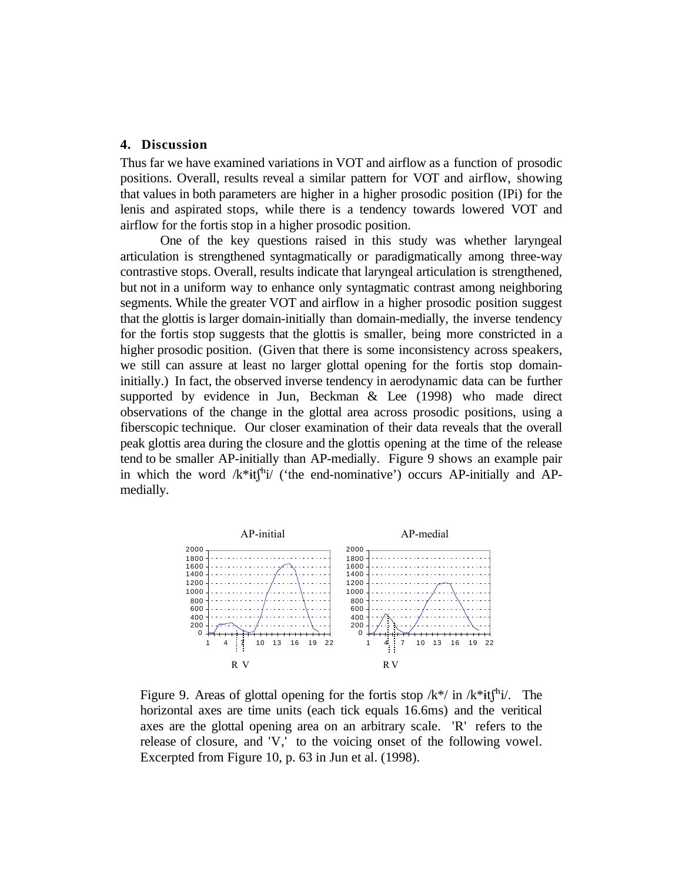## 4. Discussion

Thus far we have examined variations in VOT and airflow as a function of prosodic positions. Overall, results reveal a similar pattern for VOT and airflow, showing that values in both parameters are higher in a higher prosodic position (IPi) for the lenis and aspirated stops, while there is a tendency towards lowered VOT and airflow for the fortis stop in a higher prosodic position.

One of the key questions raised in this study was whether laryngeal articulation is strengthened syntagmatically or paradigmatically among three-way contrastive stops. Overall, results indicate that laryngeal articulation is strengthened, but not in a uniform way to enhance only syntagmatic contrast among neighboring segments. While the greater VOT and airflow in a higher prosodic position suggest that the glottis is larger domain-initially than domain-medially, the inverse tendency for the fortis stop suggests that the glottis is smaller, being more constricted in a higher prosodic position. (Given that there is some inconsistency across speakers, we still can assure at least no larger glottal opening for the fortis stop domain-initially.) In fact, the observed inverse tendency in aerodynamic data can be further supported by evidence in Jun, Beckman & Lee (1998) who made direct observations of the change in the glottal area across prosodic positions, using a fiberscopic technique. Our closer examination of their data reveals that the overall peak glottis area during the closure and the glottis opening at the time of the release tend to be smaller AP-initially than AP-medially. Figure 9 shows an example pair in which the word /k*ɨtʃʰi/ ('the end-nominative') occurs AP-initially and AP-medially.

AP-initial

2000
1800
1600
1400
1200
1000
800
600
400
200
0

1 4 7 10 13 16 19 22

R V

AP-medial

2000
1800
1600
1400
1200
1000
800
600
400
200
0

1 4 7 10 13 16 19 22

R V

Figure 9. Areas of glottal opening for the fortis stop /k*/ in /k*ɨtʃʰi/. The horizontal axes are time units (each tick equals 16.6ms) and the veritical axes are the glottal opening area on an arbitrary scale. 'R' refers to the release of closure, and 'V,' to the voicing onset of the following vowel. Excerpted from Figure 10, p. 63 in Jun et al. (1998).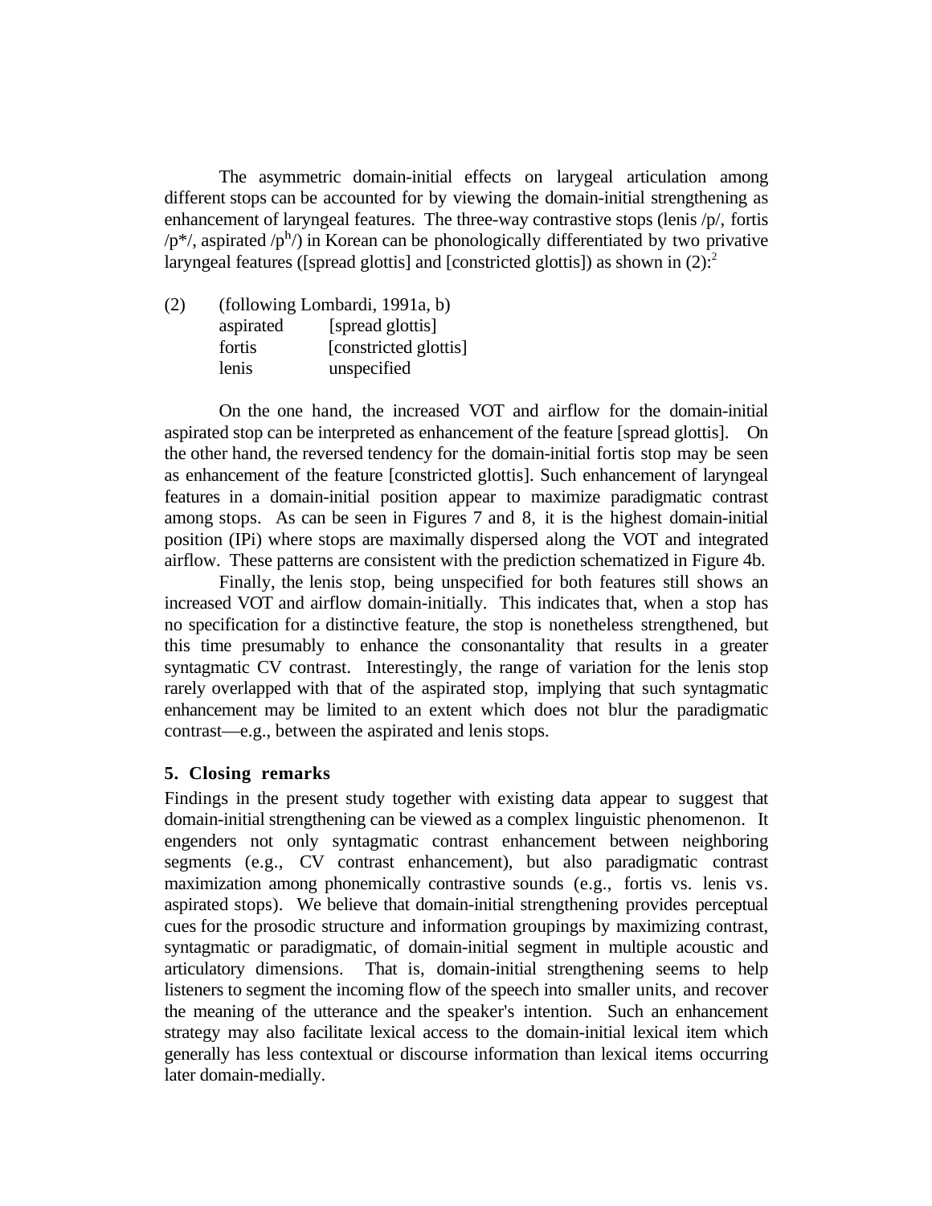The asymmetric domain-initial effects on larygeal articulation among different stops can be accounted for by viewing the domain-initial strengthening as enhancement of laryngeal features. The three-way contrastive stops (lenis /p/, fortis /p*/, aspirated /p$^h$/) in Korean can be phonologically differentiated by two privative laryngeal features ([spread glottis] and [constricted glottis]) as shown in (2):[2]

(2) (following Lombardi, 1991a, b)

| | |
|---|---|
| aspirated | [spread glottis] |
| fortis | [constricted glottis] |
| lenis | unspecified |

On the one hand, the increased VOT and airflow for the domain-initial aspirated stop can be interpreted as enhancement of the feature [spread glottis]. On the other hand, the reversed tendency for the domain-initial fortis stop may be seen as enhancement of the feature [constricted glottis]. Such enhancement of laryngeal features in a domain-initial position appear to maximize paradigmatic contrast among stops. As can be seen in Figures 7 and 8, it is the highest domain-initial position (IPi) where stops are maximally dispersed along the VOT and integrated airflow. These patterns are consistent with the prediction schematized in Figure 4b.

Finally, the lenis stop, being unspecified for both features still shows an increased VOT and airflow domain-initially. This indicates that, when a stop has no specification for a distinctive feature, the stop is nonetheless strengthened, but this time presumably to enhance the consonantality that results in a greater syntagmatic CV contrast. Interestingly, the range of variation for the lenis stop rarely overlapped with that of the aspirated stop, implying that such syntagmatic enhancement may be limited to an extent which does not blur the paradigmatic contrast—e.g., between the aspirated and lenis stops.

## 5. Closing remarks

Findings in the present study together with existing data appear to suggest that domain-initial strengthening can be viewed as a complex linguistic phenomenon. It engenders not only syntagmatic contrast enhancement between neighboring segments (e.g., CV contrast enhancement), but also paradigmatic contrast maximization among phonemically contrastive sounds (e.g., fortis vs. lenis vs. aspirated stops). We believe that domain-initial strengthening provides perceptual cues for the prosodic structure and information groupings by maximizing contrast, syntagmatic or paradigmatic, of domain-initial segment in multiple acoustic and articulatory dimensions. That is, domain-initial strengthening seems to help listeners to segment the incoming flow of the speech into smaller units, and recover the meaning of the utterance and the speaker's intention. Such an enhancement strategy may also facilitate lexical access to the domain-initial lexical item which generally has less contextual or discourse information than lexical items occurring later domain-medially.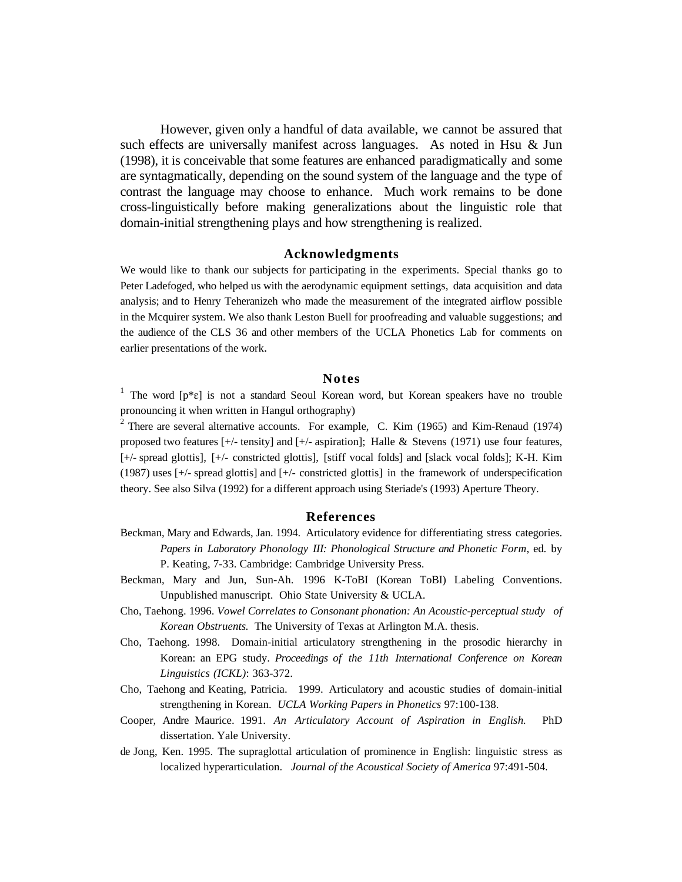However, given only a handful of data available, we cannot be assured that such effects are universally manifest across languages. As noted in Hsu & Jun (1998), it is conceivable that some features are enhanced paradigmatically and some are syntagmatically, depending on the sound system of the language and the type of contrast the language may choose to enhance. Much work remains to be done cross-linguistically before making generalizations about the linguistic role that domain-initial strengthening plays and how strengthening is realized.

## Acknowledgments

We would like to thank our subjects for participating in the experiments. Special thanks go to Peter Ladefoged, who helped us with the aerodynamic equipment settings, data acquisition and data analysis; and to Henry Teheranizeh who made the measurement of the integrated airflow possible in the Mcquirer system. We also thank Leston Buell for proofreading and valuable suggestions; and the audience of the CLS 36 and other members of the UCLA Phonetics Lab for comments on earlier presentations of the work.

## Notes

[1] The word [p*ɛ] is not a standard Seoul Korean word, but Korean speakers have no trouble pronouncing it when written in Hangul orthography)

[2] There are several alternative accounts. For example, C. Kim (1965) and Kim-Renaud (1974) proposed two features [+/- tensity] and [+/- aspiration]; Halle & Stevens (1971) use four features, [+/- spread glottis], [+/- constricted glottis], [stiff vocal folds] and [slack vocal folds]; K-H. Kim (1987) uses [+/- spread glottis] and [+/- constricted glottis] in the framework of underspecification theory. See also Silva (1992) for a different approach using Steriade's (1993) Aperture Theory.

## References

Beckman, Mary and Edwards, Jan. 1994. Articulatory evidence for differentiating stress categories. *Papers in Laboratory Phonology III: Phonological Structure and Phonetic Form*, ed. by P. Keating, 7-33. Cambridge: Cambridge University Press.

Beckman, Mary and Jun, Sun-Ah. 1996 K-ToBI (Korean ToBI) Labeling Conventions. Unpublished manuscript. Ohio State University & UCLA.

Cho, Taehong. 1996. *Vowel Correlates to Consonant phonation: An Acoustic-perceptual study of Korean Obstruents.* The University of Texas at Arlington M.A. thesis.

Cho, Taehong. 1998. Domain-initial articulatory strengthening in the prosodic hierarchy in Korean: an EPG study. *Proceedings of the 11th International Conference on Korean Linguistics (ICKL)*: 363-372.

Cho, Taehong and Keating, Patricia. 1999. Articulatory and acoustic studies of domain-initial strengthening in Korean. *UCLA Working Papers in Phonetics* 97:100-138.

Cooper, Andre Maurice. 1991. *An Articulatory Account of Aspiration in English.* PhD dissertation. Yale University.

de Jong, Ken. 1995. The supraglottal articulation of prominence in English: linguistic stress as localized hyperarticulation. *Journal of the Acoustical Society of America* 97:491-504.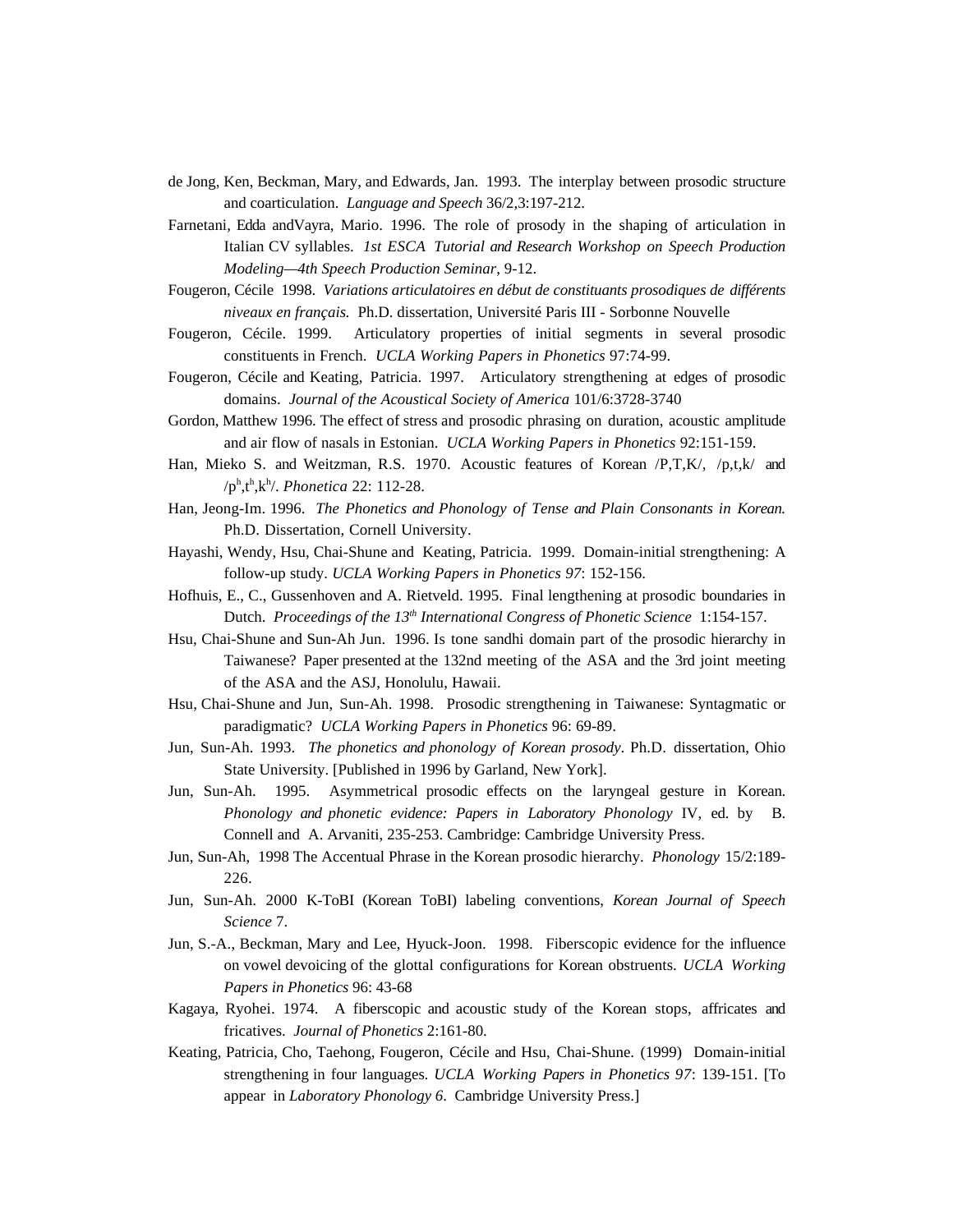de Jong, Ken, Beckman, Mary, and Edwards, Jan. 1993. The interplay between prosodic structure and coarticulation. *Language and Speech* 36/2,3:197-212.

Farnetani, Edda andVayra, Mario. 1996. The role of prosody in the shaping of articulation in Italian CV syllables. *1st ESCA Tutorial and Research Workshop on Speech Production Modeling—4th Speech Production Seminar*, 9-12.

Fougeron, Cécile 1998. *Variations articulatoires en début de constituants prosodiques de différents niveaux en français.* Ph.D. dissertation, Université Paris III - Sorbonne Nouvelle

Fougeron, Cécile. 1999. Articulatory properties of initial segments in several prosodic constituents in French. *UCLA Working Papers in Phonetics* 97:74-99.

Fougeron, Cécile and Keating, Patricia. 1997. Articulatory strengthening at edges of prosodic domains. *Journal of the Acoustical Society of America* 101/6:3728-3740

Gordon, Matthew 1996. The effect of stress and prosodic phrasing on duration, acoustic amplitude and air flow of nasals in Estonian. *UCLA Working Papers in Phonetics* 92:151-159.

Han, Mieko S. and Weitzman, R.S. 1970. Acoustic features of Korean /P,T,K/, /p,t,k/ and /$p^h$,$t^h$,$k^h$/. *Phonetica* 22: 112-28.

Han, Jeong-Im. 1996. *The Phonetics and Phonology of Tense and Plain Consonants in Korean.* Ph.D. Dissertation, Cornell University.

Hayashi, Wendy, Hsu, Chai-Shune and Keating, Patricia. 1999. Domain-initial strengthening: A follow-up study. *UCLA Working Papers in Phonetics 97*: 152-156.

Hofhuis, E., C., Gussenhoven and A. Rietveld. 1995. Final lengthening at prosodic boundaries in Dutch. *Proceedings of the 13th International Congress of Phonetic Science* 1:154-157.

Hsu, Chai-Shune and Sun-Ah Jun. 1996. Is tone sandhi domain part of the prosodic hierarchy in Taiwanese? Paper presented at the 132nd meeting of the ASA and the 3rd joint meeting of the ASA and the ASJ, Honolulu, Hawaii.

Hsu, Chai-Shune and Jun, Sun-Ah. 1998. Prosodic strengthening in Taiwanese: Syntagmatic or paradigmatic? *UCLA Working Papers in Phonetics* 96: 69-89.

Jun, Sun-Ah. 1993. *The phonetics and phonology of Korean prosody*. Ph.D. dissertation, Ohio State University. [Published in 1996 by Garland, New York].

Jun, Sun-Ah. 1995. Asymmetrical prosodic effects on the laryngeal gesture in Korean. *Phonology and phonetic evidence: Papers in Laboratory Phonology* IV, ed. by B. Connell and A. Arvaniti, 235-253. Cambridge: Cambridge University Press.

Jun, Sun-Ah, 1998 The Accentual Phrase in the Korean prosodic hierarchy. *Phonology* 15/2:189-226.

Jun, Sun-Ah. 2000 K-ToBI (Korean ToBI) labeling conventions, *Korean Journal of Speech Science* 7.

Jun, S.-A., Beckman, Mary and Lee, Hyuck-Joon. 1998. Fiberscopic evidence for the influence on vowel devoicing of the glottal configurations for Korean obstruents. *UCLA Working Papers in Phonetics* 96: 43-68

Kagaya, Ryohei. 1974. A fiberscopic and acoustic study of the Korean stops, affricates and fricatives. *Journal of Phonetics* 2:161-80.

Keating, Patricia, Cho, Taehong, Fougeron, Cécile and Hsu, Chai-Shune. (1999) Domain-initial strengthening in four languages. *UCLA Working Papers in Phonetics 97*: 139-151. [To appear in *Laboratory Phonology 6*. Cambridge University Press.]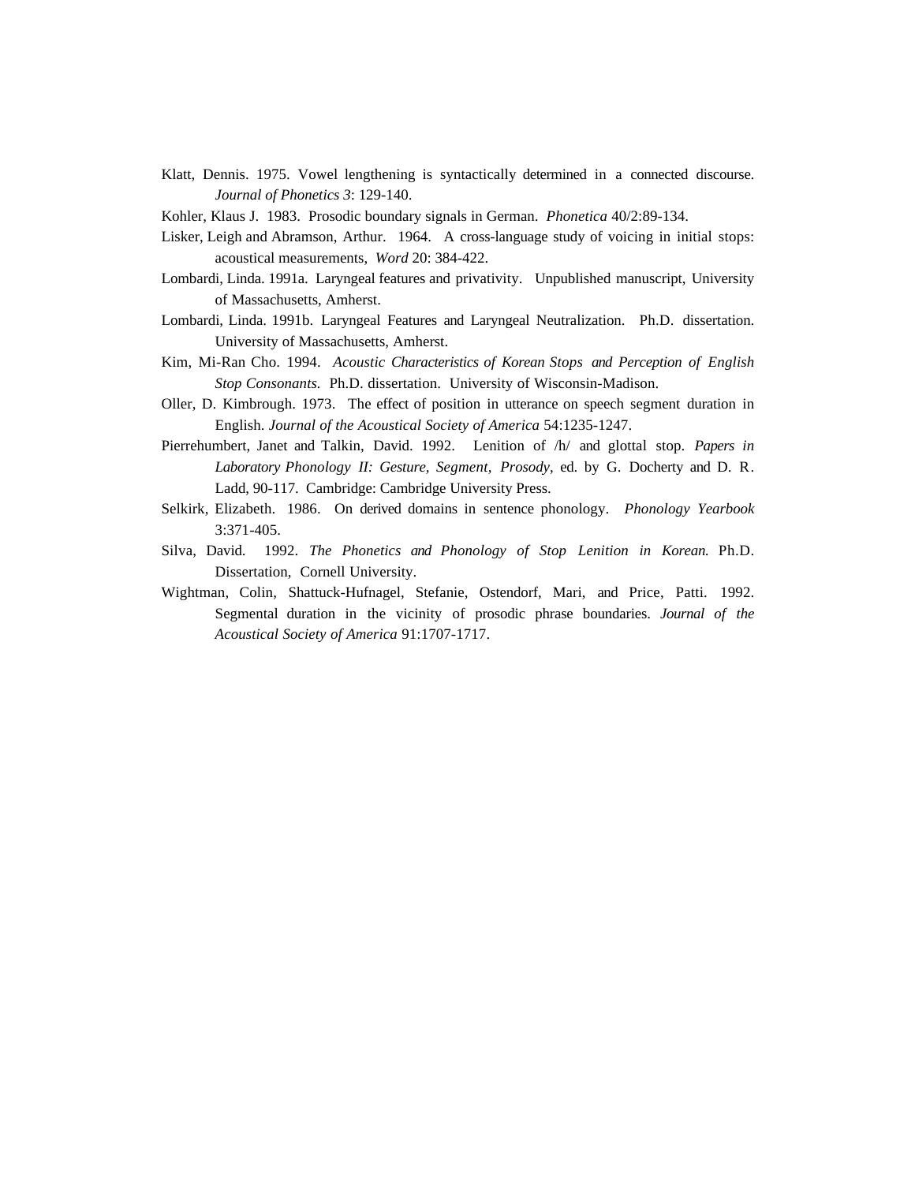Klatt, Dennis. 1975. Vowel lengthening is syntactically determined in a connected discourse. *Journal of Phonetics 3*: 129-140.

Kohler, Klaus J. 1983. Prosodic boundary signals in German. *Phonetica* 40/2:89-134.

Lisker, Leigh and Abramson, Arthur. 1964. A cross-language study of voicing in initial stops: acoustical measurements, *Word* 20: 384-422.

Lombardi, Linda. 1991a. Laryngeal features and privativity. Unpublished manuscript, University of Massachusetts, Amherst.

Lombardi, Linda. 1991b. Laryngeal Features and Laryngeal Neutralization. Ph.D. dissertation. University of Massachusetts, Amherst.

Kim, Mi-Ran Cho. 1994. *Acoustic Characteristics of Korean Stops and Perception of English Stop Consonants.* Ph.D. dissertation. University of Wisconsin-Madison.

Oller, D. Kimbrough. 1973. The effect of position in utterance on speech segment duration in English. *Journal of the Acoustical Society of America* 54:1235-1247.

Pierrehumbert, Janet and Talkin, David. 1992. Lenition of /h/ and glottal stop. *Papers in Laboratory Phonology II: Gesture, Segment, Prosody*, ed. by G. Docherty and D. R. Ladd, 90-117. Cambridge: Cambridge University Press.

Selkirk, Elizabeth. 1986. On derived domains in sentence phonology. *Phonology Yearbook* 3:371-405.

Silva, David. 1992. *The Phonetics and Phonology of Stop Lenition in Korean.* Ph.D. Dissertation, Cornell University.

Wightman, Colin, Shattuck-Hufnagel, Stefanie, Ostendorf, Mari, and Price, Patti. 1992. Segmental duration in the vicinity of prosodic phrase boundaries. *Journal of the Acoustical Society of America* 91:1707-1717.